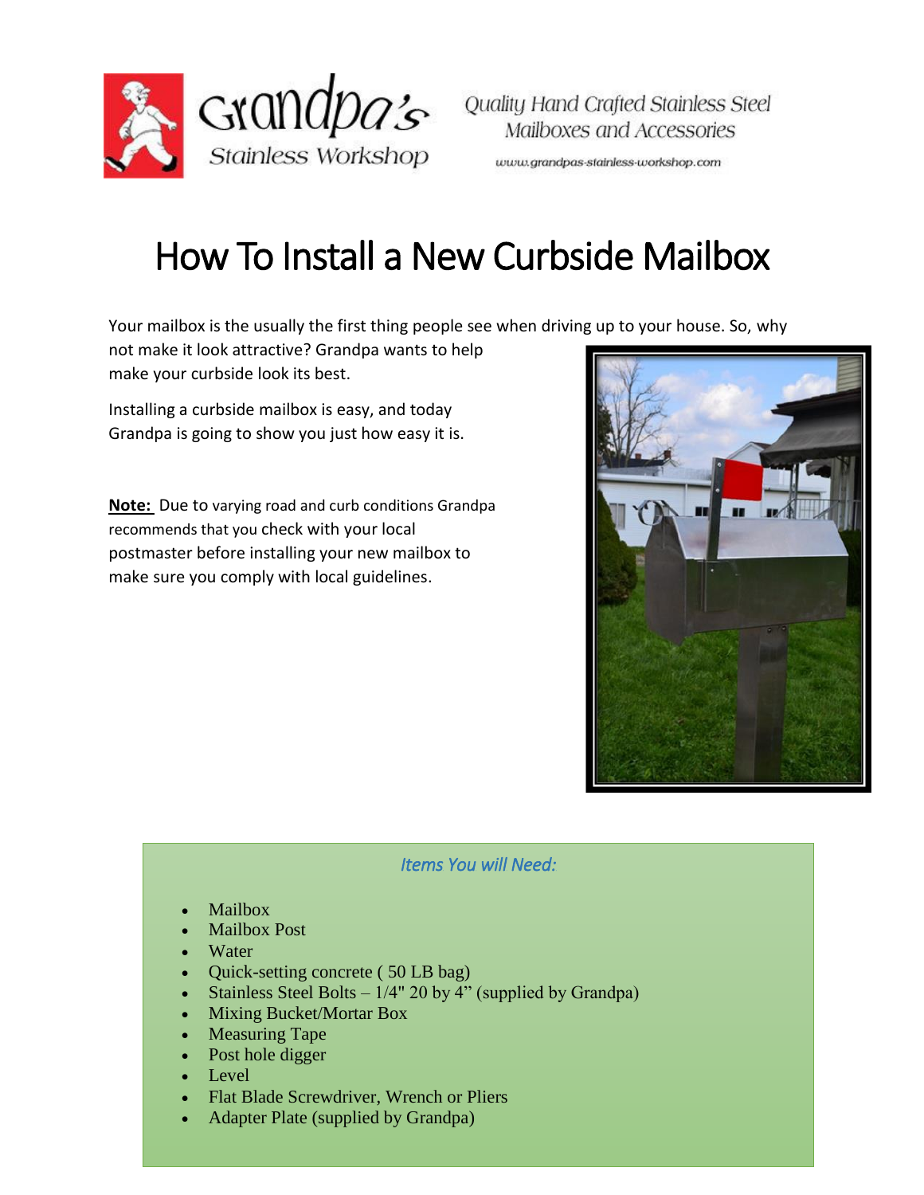Grandpa's Stainless Workshop

Quality Hand Crafted Stainless Steel Mailboxes and Accessories

www.grandpas-stainless-workshop.com

# How To Install a New Curbside Mailbox

Your mailbox is the usually the first thing people see when driving up to your house. So, why not make it look attractive? Grandpa wants to help make your curbside look its best.

Installing a curbside mailbox is easy, and today Grandpa is going to show you just how easy it is.

**Note:** Due to varying road and curb conditions Grandpa recommends that you check with your local postmaster before installing your new mailbox to make sure you comply with local guidelines.

*Items You will Need:*

- Mailbox
- Mailbox Post
- Water
- Quick-setting concrete ( 50 LB bag)
- Stainless Steel Bolts – 1/4" 20 by 4" (supplied by Grandpa)
- Mixing Bucket/Mortar Box
- Measuring Tape
- Post hole digger
- Level
- Flat Blade Screwdriver, Wrench or Pliers
- Adapter Plate (supplied by Grandpa)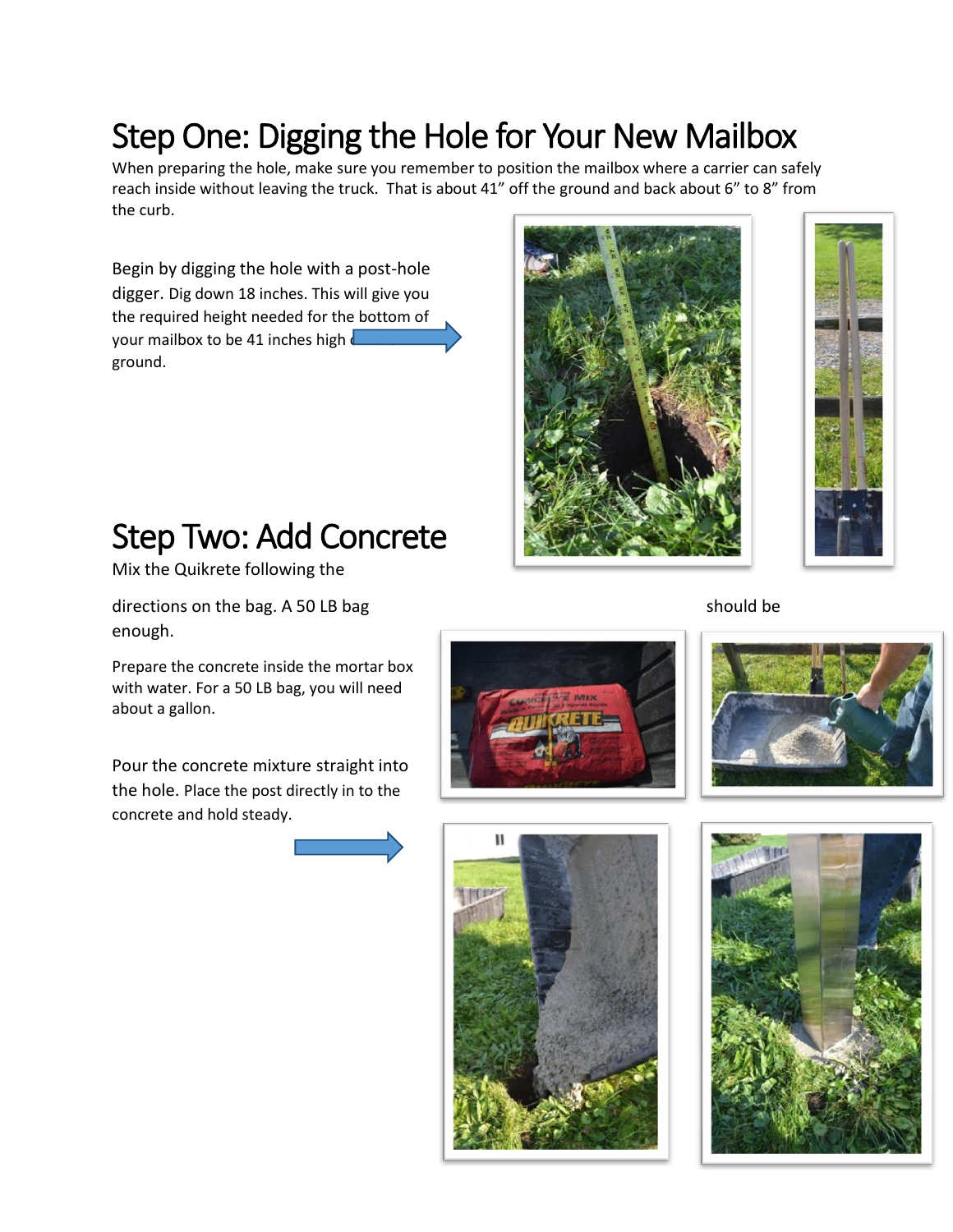# Step One: Digging the Hole for Your New Mailbox

When preparing the hole, make sure you remember to position the mailbox where a carrier can safely reach inside without leaving the truck. That is about 41" off the ground and back about 6" to 8" from the curb.

Begin by digging the hole with a post-hole digger. Dig down 18 inches. This will give you the required height needed for the bottom of your mailbox to be 41 inches high off the ground.

# Step Two: Add Concrete

Mix the Quikrete following the directions on the bag. A 50 LB bag should be enough.

Prepare the concrete inside the mortar box with water. For a 50 LB bag, you will need about a gallon.

Pour the concrete mixture straight into the hole. Place the post directly in to the concrete and hold steady.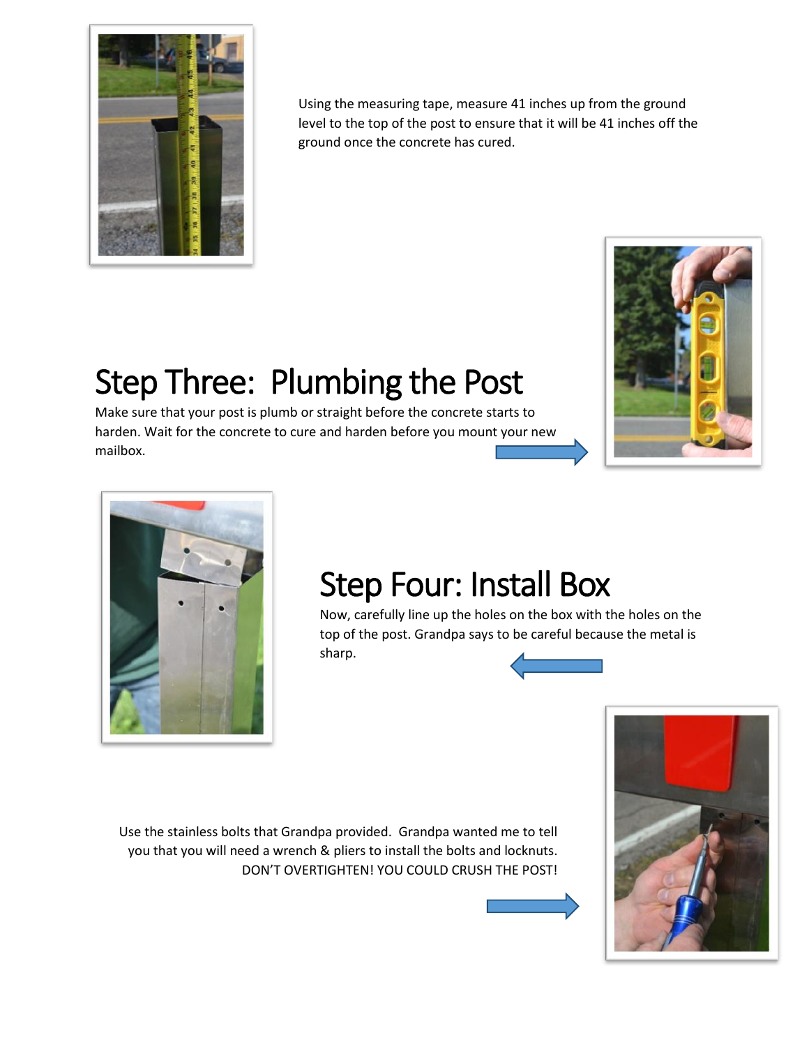Using the measuring tape, measure 41 inches up from the ground level to the top of the post to ensure that it will be 41 inches off the ground once the concrete has cured.

# Step Three: Plumbing the Post

Make sure that your post is plumb or straight before the concrete starts to harden. Wait for the concrete to cure and harden before you mount your new mailbox.

# Step Four: Install Box

Now, carefully line up the holes on the box with the holes on the top of the post. Grandpa says to be careful because the metal is sharp.

Use the stainless bolts that Grandpa provided. Grandpa wanted me to tell you that you will need a wrench & pliers to install the bolts and locknuts. DON'T OVERTIGHTEN! YOU COULD CRUSH THE POST!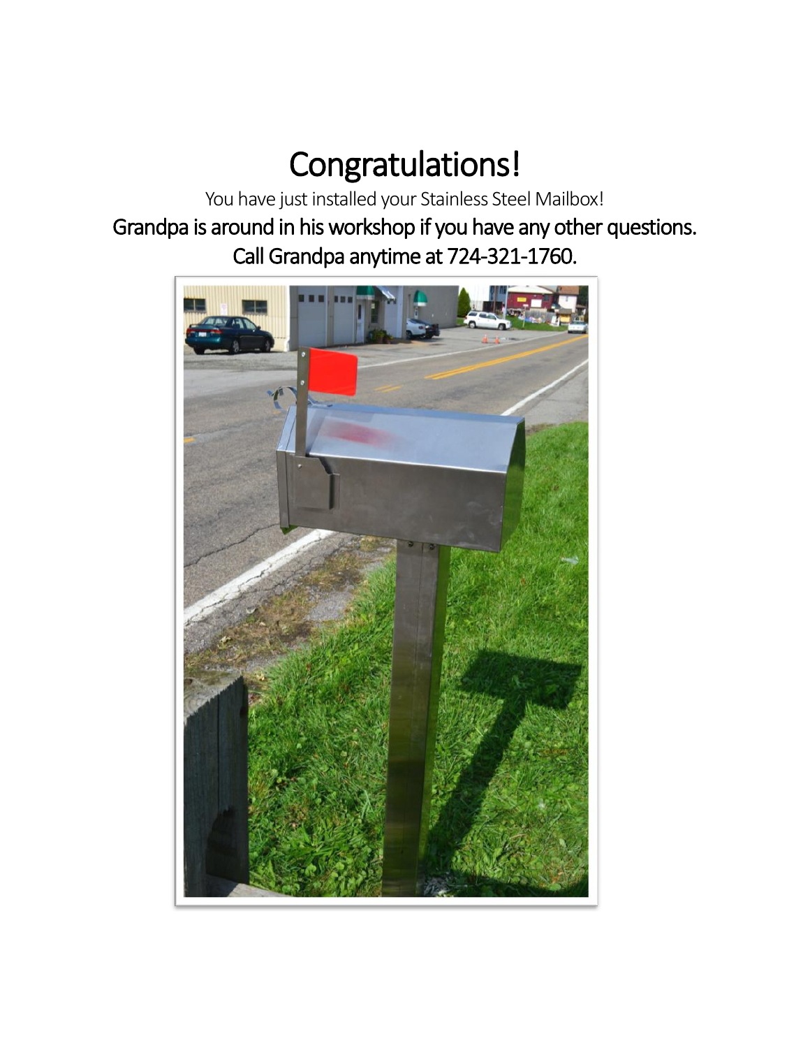# Congratulations!

You have just installed your Stainless Steel Mailbox!

Grandpa is around in his workshop if you have any other questions.

Call Grandpa anytime at 724-321-1760.